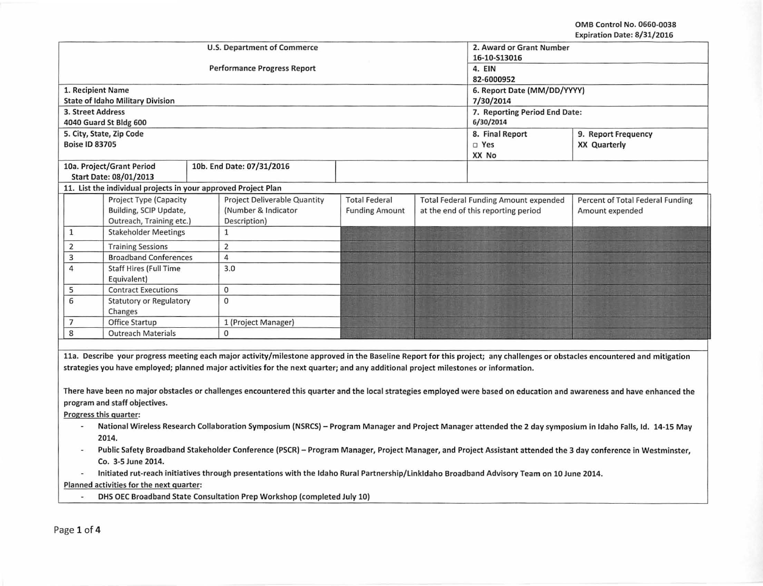OMB Control No. 0660-0038
Expiration Date: 8/31/2016

| U.S. Department of Commerce | | 2. Award or Grant Number<br>16-10-S13016 | |
|---|---|---|---|
| Performance Progress Report | | 4. EIN<br>82-6000952 | |
| 1. Recipient Name<br>State of Idaho Military Division | | 6. Report Date (MM/DD/YYYY)<br>7/30/2014 | |
| 3. Street Address<br>4040 Guard St Bldg 600 | | 7. Reporting Period End Date:<br>6/30/2014 | |
| 5. City, State, Zip Code<br>Boise ID 83705 | | 8. Final Report<br>□ Yes<br>XX No | 9. Report Frequency<br>XX Quarterly |
| 10a. Project/Grant Period<br>Start Date: 08/01/2013 | 10b. End Date: 07/31/2016 | | |

11. List the individual projects in your approved Project Plan

| | Project Type (Capacity Building, SCIP Update, Outreach, Training etc.) | Project Deliverable Quantity (Number & Indicator Description) | Total Federal Funding Amount | Total Federal Funding Amount expended at the end of this reporting period | Percent of Total Federal Funding Amount expended |
|---|---|---|---|---|---|
| 1 | Stakeholder Meetings | 1 | | | |
| 2 | Training Sessions | 2 | | | |
| 3 | Broadband Conferences | 4 | | | |
| 4 | Staff Hires (Full Time Equivalent) | 3.0 | | | |
| 5 | Contract Executions | 0 | | | |
| 6 | Statutory or Regulatory Changes | 0 | | | |
| 7 | Office Startup | 1 (Project Manager) | | | |
| 8 | Outreach Materials | 0 | | | |

**11a. Describe your progress meeting each major activity/milestone approved in the Baseline Report for this project; any challenges or obstacles encountered and mitigation strategies you have employed; planned major activities for the next quarter; and any additional project milestones or information.**

**There have been no major obstacles or challenges encountered this quarter and the local strategies employed were based on education and awareness and have enhanced the program and staff objectives.**

**Progress this quarter:**

- **National Wireless Research Collaboration Symposium (NSRCS) – Program Manager and Project Manager attended the 2 day symposium in Idaho Falls, Id. 14-15 May 2014.**
- **Public Safety Broadband Stakeholder Conference (PSCR) – Program Manager, Project Manager, and Project Assistant attended the 3 day conference in Westminster, Co. 3-5 June 2014.**
- **Initiated rut-reach initiatives through presentations with the Idaho Rural Partnership/LinkIdaho Broadband Advisory Team on 10 June 2014.**

**Planned activities for the next quarter:**

- **DHS OEC Broadband State Consultation Prep Workshop (completed July 10)**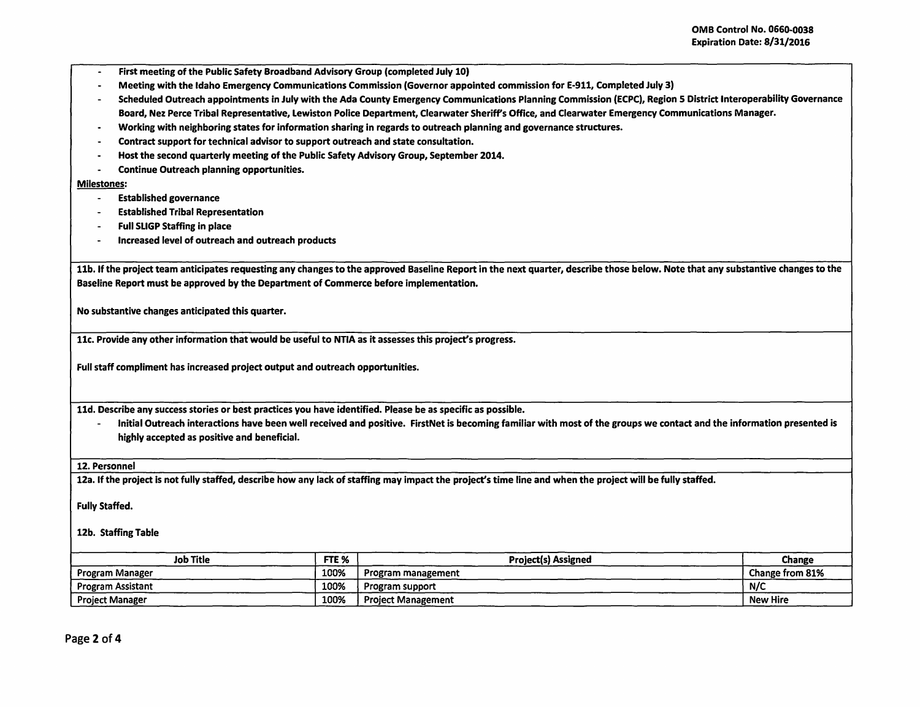- First meeting of the Public Safety Broadband Advisory Group (completed July 10)
- Meeting with the Idaho Emergency Communications Commission (Governor appointed commission for E-911, Completed July 3)
- Scheduled Outreach appointments in July with the Ada County Emergency Communications Planning Commission (ECPC), Region 5 District Interoperability Governance Board, Nez Perce Tribal Representative, Lewiston Police Department, Clearwater Sheriff's Office, and Clearwater Emergency Communications Manager.
- Working with neighboring states for information sharing in regards to outreach planning and governance structures.
- Contract support for technical advisor to support outreach and state consultation.
- Host the second quarterly meeting of the Public Safety Advisory Group, September 2014.
- Continue Outreach planning opportunities.

**Milestones:**

- Established governance
- Established Tribal Representation
- Full SLIGP Staffing in place
- Increased level of outreach and outreach products

**11b. If the project team anticipates requesting any changes to the approved Baseline Report in the next quarter, describe those below. Note that any substantive changes to the Baseline Report must be approved by the Department of Commerce before implementation.**

No substantive changes anticipated this quarter.

**11c. Provide any other information that would be useful to NTIA as it assesses this project's progress.**

Full staff compliment has increased project output and outreach opportunities.

**11d. Describe any success stories or best practices you have identified. Please be as specific as possible.**

- Initial Outreach interactions have been well received and positive. FirstNet is becoming familiar with most of the groups we contact and the information presented is highly accepted as positive and beneficial.

## 12. Personnel

**12a. If the project is not fully staffed, describe how any lack of staffing may impact the project's time line and when the project will be fully staffed.**

Fully Staffed.

**12b. Staffing Table**

| Job Title | FTE % | Project(s) Assigned | Change |
|---|---|---|---|
| Program Manager | 100% | Program management | Change from 81% |
| Program Assistant | 100% | Program support | N/C |
| Project Manager | 100% | Project Management | New Hire |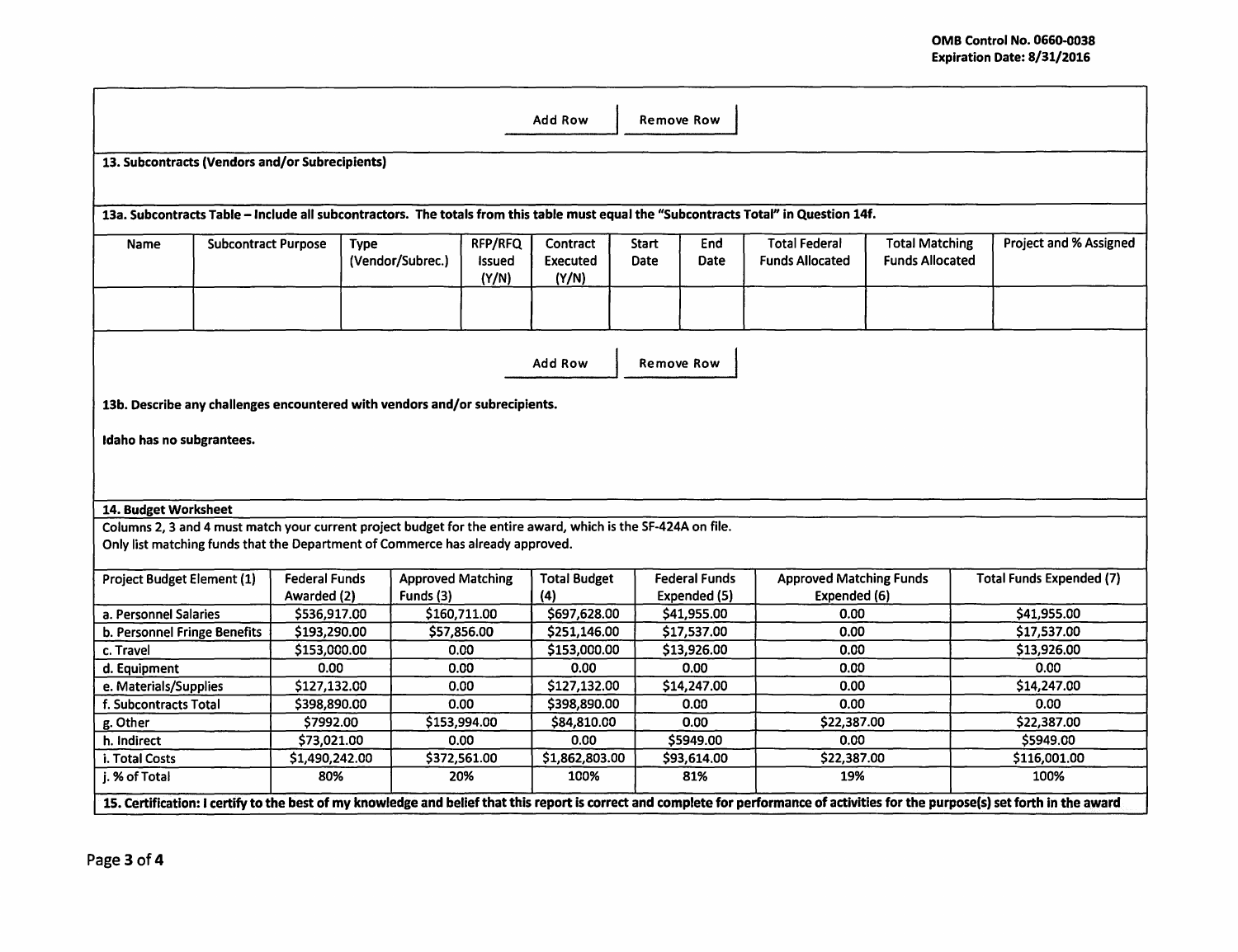OMB Control No. 0660-0038
Expiration Date: 8/31/2016

Add Row | Remove Row

**13. Subcontracts (Vendors and/or Subrecipients)**

**13a. Subcontracts Table – Include all subcontractors. The totals from this table must equal the "Subcontracts Total" in Question 14f.**

| Name | Subcontract Purpose | Type (Vendor/Subrec.) | RFP/RFQ Issued (Y/N) | Contract Executed (Y/N) | Start Date | End Date | Total Federal Funds Allocated | Total Matching Funds Allocated | Project and % Assigned |
|---|---|---|---|---|---|---|---|---|---|
| | | | | | | | | | |

Add Row | Remove Row

**13b. Describe any challenges encountered with vendors and/or subrecipients.**

**Idaho has no subgrantees.**

**14. Budget Worksheet**

Columns 2, 3 and 4 must match your current project budget for the entire award, which is the SF-424A on file.
Only list matching funds that the Department of Commerce has already approved.

| Project Budget Element (1) | Federal Funds Awarded (2) | Approved Matching Funds (3) | Total Budget (4) | Federal Funds Expended (5) | Approved Matching Funds Expended (6) | Total Funds Expended (7) |
|---|---|---|---|---|---|---|
| a. Personnel Salaries | $536,917.00 | $160,711.00 | $697,628.00 | $41,955.00 | 0.00 | $41,955.00 |
| b. Personnel Fringe Benefits | $193,290.00 | $57,856.00 | $251,146.00 | $17,537.00 | 0.00 | $17,537.00 |
| c. Travel | $153,000.00 | 0.00 | $153,000.00 | $13,926.00 | 0.00 | $13,926.00 |
| d. Equipment | 0.00 | 0.00 | 0.00 | 0.00 | 0.00 | 0.00 |
| e. Materials/Supplies | $127,132.00 | 0.00 | $127,132.00 | $14,247.00 | 0.00 | $14,247.00 |
| f. Subcontracts Total | $398,890.00 | 0.00 | $398,890.00 | 0.00 | 0.00 | 0.00 |
| g. Other | $7992.00 | $153,994.00 | $84,810.00 | 0.00 | $22,387.00 | $22,387.00 |
| h. Indirect | $73,021.00 | 0.00 | 0.00 | $5949.00 | 0.00 | $5949.00 |
| i. Total Costs | $1,490,242.00 | $372,561.00 | $1,862,803.00 | $93,614.00 | $22,387.00 | $116,001.00 |
| j. % of Total | 80% | 20% | 100% | 81% | 19% | 100% |

**15. Certification: I certify to the best of my knowledge and belief that this report is correct and complete for performance of activities for the purpose(s) set forth in the award**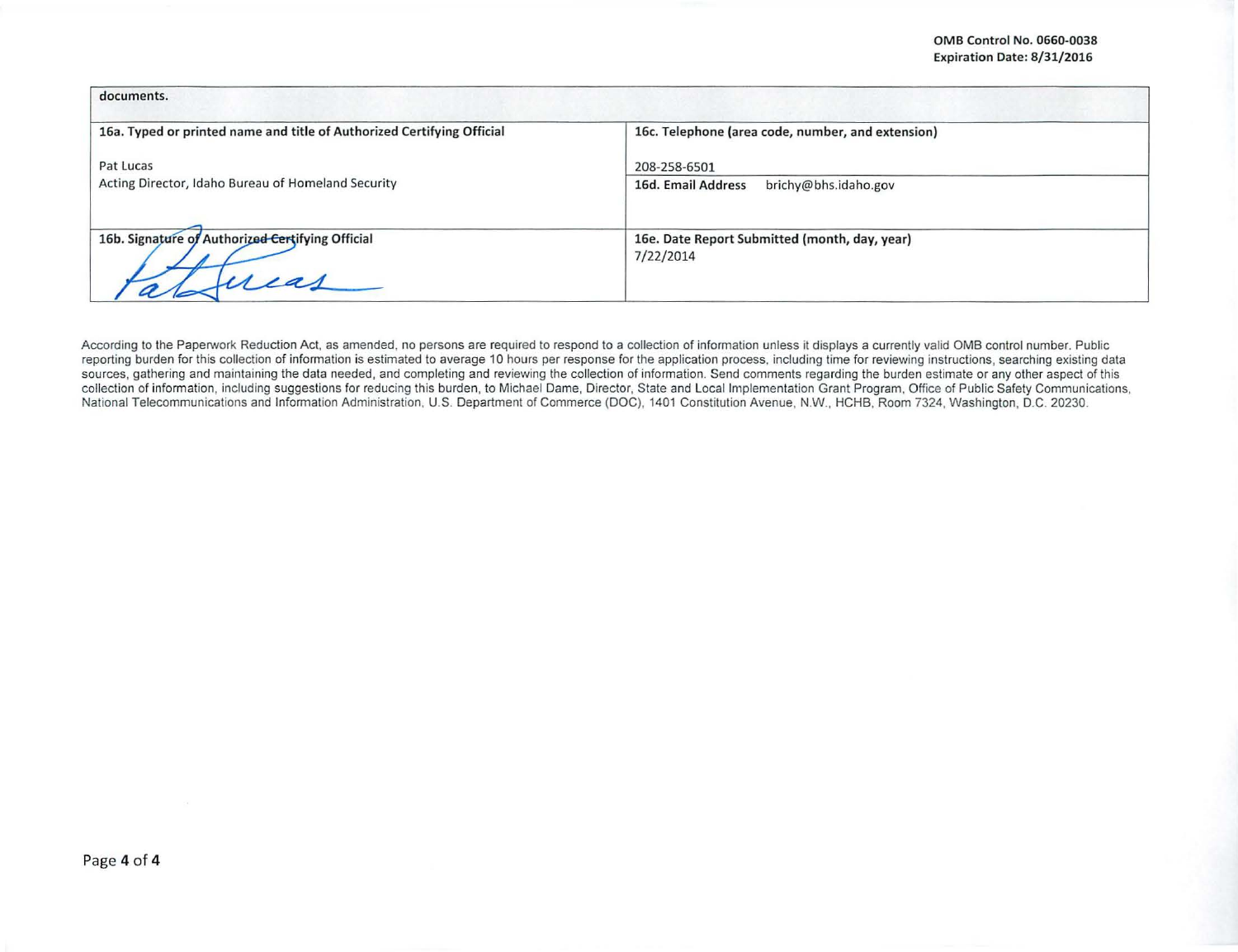| documents. | |
|---|---|
| **16a. Typed or printed name and title of Authorized Certifying Official**<br><br>Pat Lucas<br>Acting Director, Idaho Bureau of Homeland Security | **16c. Telephone (area code, number, and extension)**<br><br>208-258-6501 |
| | **16d. Email Address** brichy@bhs.idaho.gov |
| **16b. Signature of Authorized Certifying Official**<br><br>Pat Lucas | **16e. Date Report Submitted (month, day, year)**<br>7/22/2014 |

According to the Paperwork Reduction Act, as amended, no persons are required to respond to a collection of information unless it displays a currently valid OMB control number. Public reporting burden for this collection of information is estimated to average 10 hours per response for the application process, including time for reviewing instructions, searching existing data sources, gathering and maintaining the data needed, and completing and reviewing the collection of information. Send comments regarding the burden estimate or any other aspect of this collection of information, including suggestions for reducing this burden, to Michael Dame, Director, State and Local Implementation Grant Program, Office of Public Safety Communications, National Telecommunications and Information Administration, U.S. Department of Commerce (DOC), 1401 Constitution Avenue, N.W., HCHB, Room 7324, Washington, D.C. 20230.